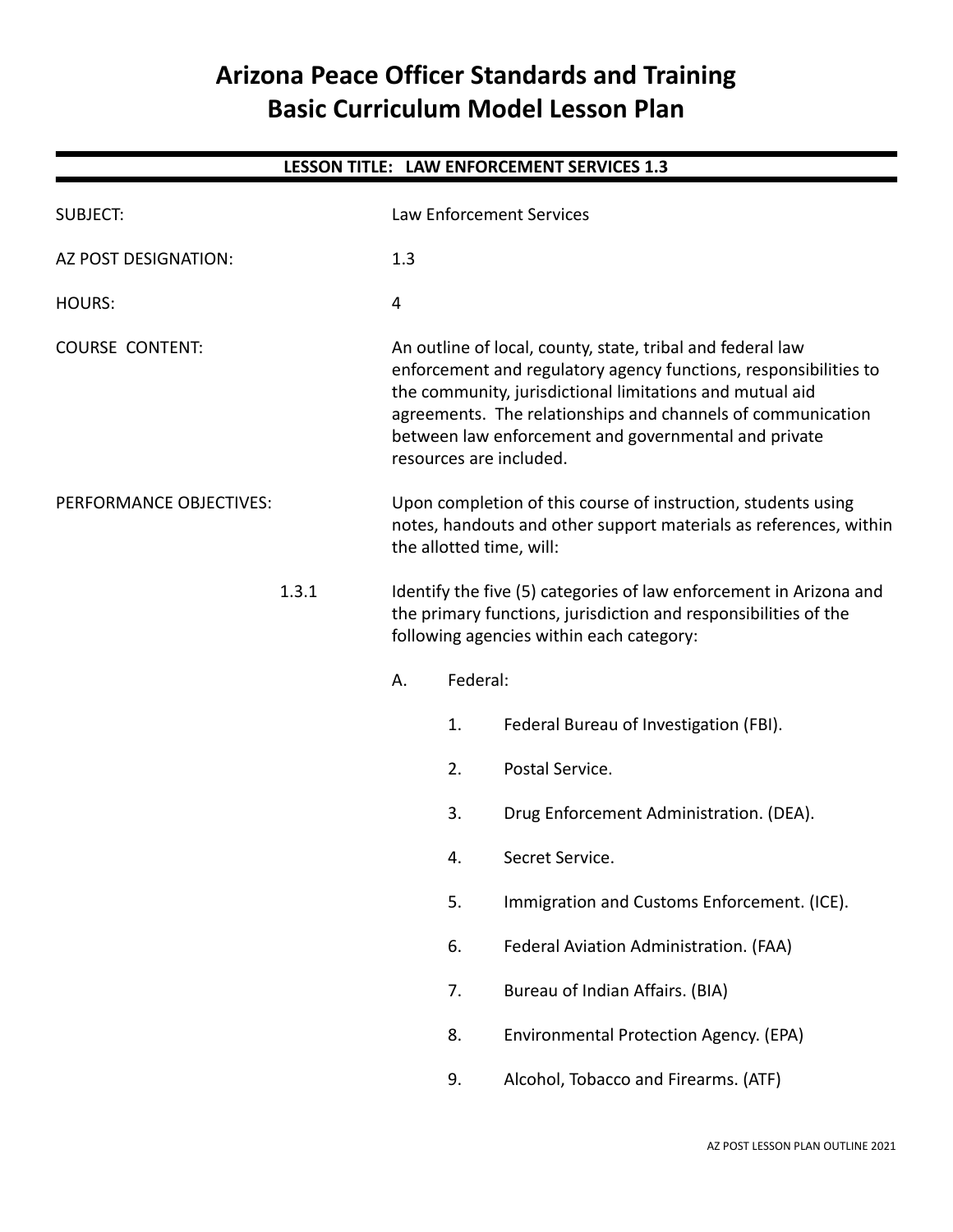# Arizona Peace Officer Standards and Training
# Basic Curriculum Model Lesson Plan

---

**LESSON TITLE: LAW ENFORCEMENT SERVICES 1.3**

---

SUBJECT: Law Enforcement Services

AZ POST DESIGNATION: 1.3

HOURS: 4

COURSE CONTENT: An outline of local, county, state, tribal and federal law enforcement and regulatory agency functions, responsibilities to the community, jurisdictional limitations and mutual aid agreements. The relationships and channels of communication between law enforcement and governmental and private resources are included.

PERFORMANCE OBJECTIVES: Upon completion of this course of instruction, students using notes, handouts and other support materials as references, within the allotted time, will:

1.3.1 Identify the five (5) categories of law enforcement in Arizona and the primary functions, jurisdiction and responsibilities of the following agencies within each category:

A. Federal:

1. Federal Bureau of Investigation (FBI).
2. Postal Service.
3. Drug Enforcement Administration. (DEA).
4. Secret Service.
5. Immigration and Customs Enforcement. (ICE).
6. Federal Aviation Administration. (FAA)
7. Bureau of Indian Affairs. (BIA)
8. Environmental Protection Agency. (EPA)
9. Alcohol, Tobacco and Firearms. (ATF)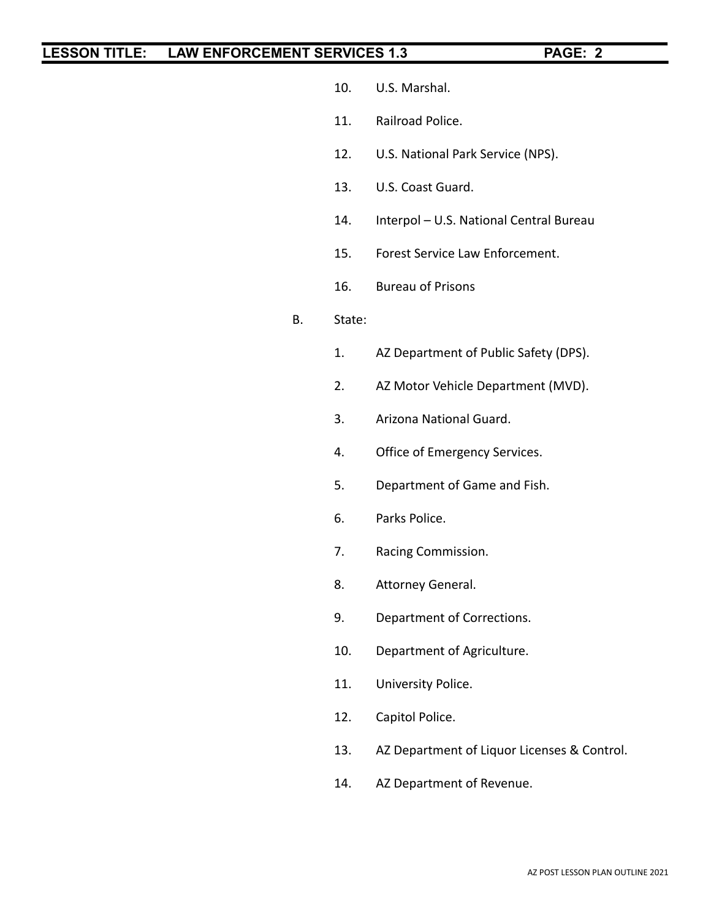10. U.S. Marshal.

11. Railroad Police.

12. U.S. National Park Service (NPS).

13. U.S. Coast Guard.

14. Interpol – U.S. National Central Bureau

15. Forest Service Law Enforcement.

16. Bureau of Prisons

B. State:

1. AZ Department of Public Safety (DPS).

2. AZ Motor Vehicle Department (MVD).

3. Arizona National Guard.

4. Office of Emergency Services.

5. Department of Game and Fish.

6. Parks Police.

7. Racing Commission.

8. Attorney General.

9. Department of Corrections.

10. Department of Agriculture.

11. University Police.

12. Capitol Police.

13. AZ Department of Liquor Licenses & Control.

14. AZ Department of Revenue.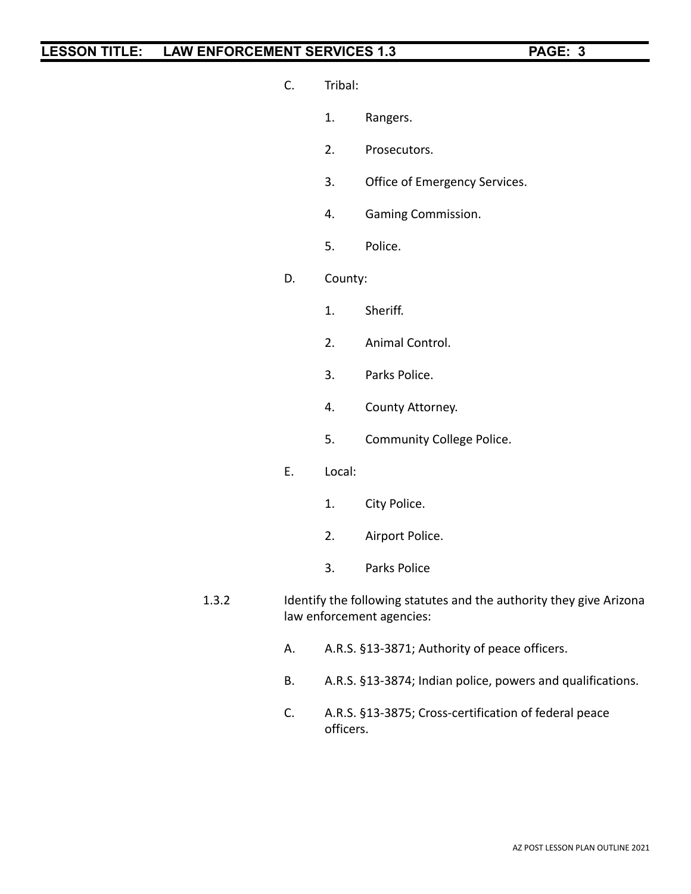C. Tribal:

1. Rangers.

2. Prosecutors.

3. Office of Emergency Services.

4. Gaming Commission.

5. Police.

D. County:

1. Sheriff.

2. Animal Control.

3. Parks Police.

4. County Attorney.

5. Community College Police.

E. Local:

1. City Police.

2. Airport Police.

3. Parks Police

1.3.2 Identify the following statutes and the authority they give Arizona law enforcement agencies:

A. A.R.S. §13-3871; Authority of peace officers.

B. A.R.S. §13-3874; Indian police, powers and qualifications.

C. A.R.S. §13-3875; Cross-certification of federal peace officers.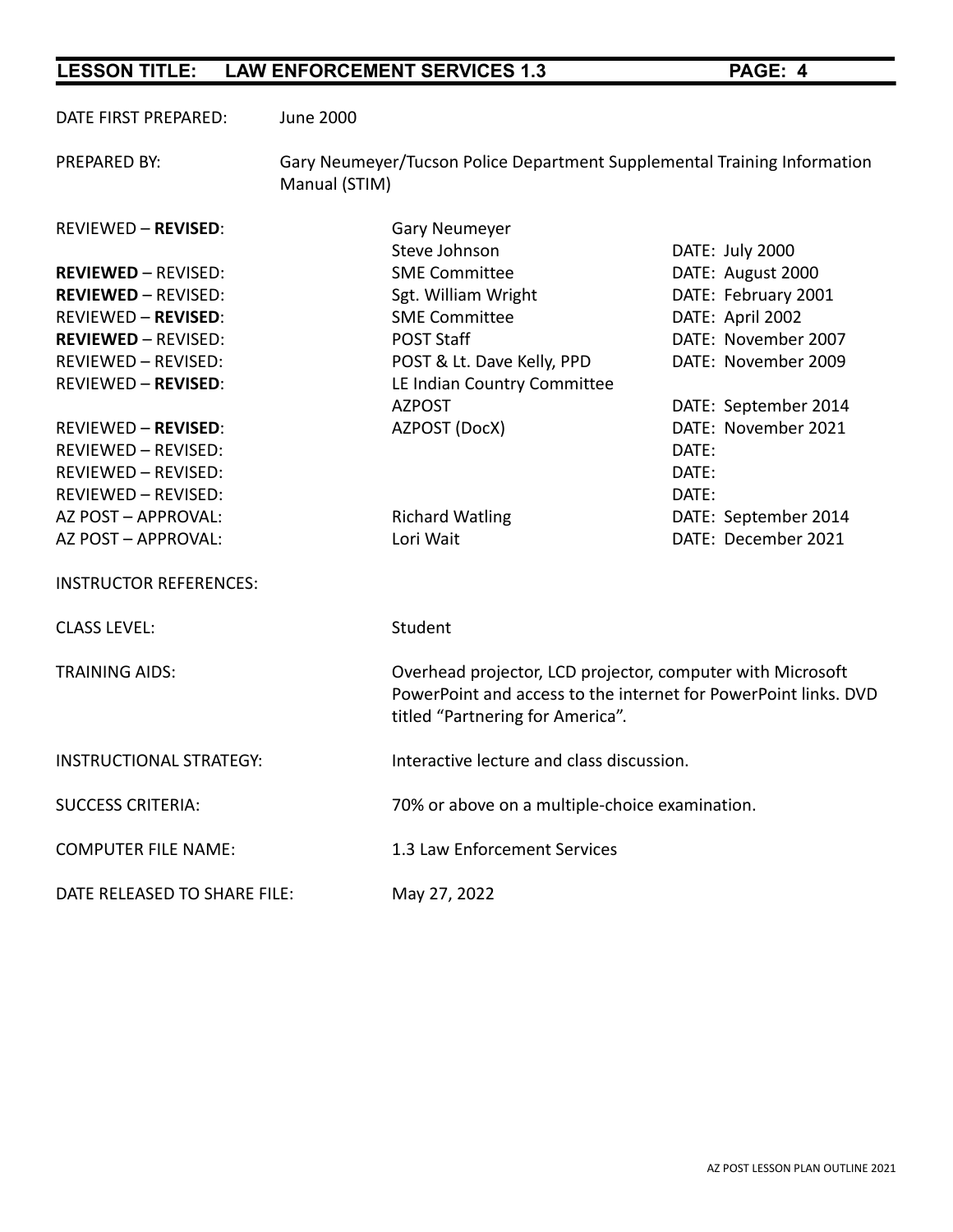DATE FIRST PREPARED: June 2000

PREPARED BY: Gary Neumeyer/Tucson Police Department Supplemental Training Information Manual (STIM)

| | | |
|---|---|---|
| REVIEWED – **REVISED**: | Gary Neumeyer<br>Steve Johnson | DATE: July 2000 |
| **REVIEWED** – REVISED: | SME Committee | DATE: August 2000 |
| **REVIEWED** – REVISED: | Sgt. William Wright | DATE: February 2001 |
| REVIEWED – **REVISED**: | SME Committee | DATE: April 2002 |
| **REVIEWED** – REVISED: | POST Staff | DATE: November 2007 |
| REVIEWED – REVISED: | POST & Lt. Dave Kelly, PPD | DATE: November 2009 |
| REVIEWED – **REVISED**: | LE Indian Country Committee<br>AZPOST | DATE: September 2014 |
| REVIEWED – **REVISED**: | AZPOST (DocX) | DATE: November 2021 |
| REVIEWED – REVISED: | | DATE: |
| REVIEWED – REVISED: | | DATE: |
| REVIEWED – REVISED: | | DATE: |
| AZ POST – APPROVAL: | Richard Watling | DATE: September 2014 |
| AZ POST – APPROVAL: | Lori Wait | DATE: December 2021 |

INSTRUCTOR REFERENCES:

CLASS LEVEL: Student

TRAINING AIDS: Overhead projector, LCD projector, computer with Microsoft PowerPoint and access to the internet for PowerPoint links. DVD titled "Partnering for America".

INSTRUCTIONAL STRATEGY: Interactive lecture and class discussion.

SUCCESS CRITERIA: 70% or above on a multiple-choice examination.

COMPUTER FILE NAME: 1.3 Law Enforcement Services

DATE RELEASED TO SHARE FILE: May 27, 2022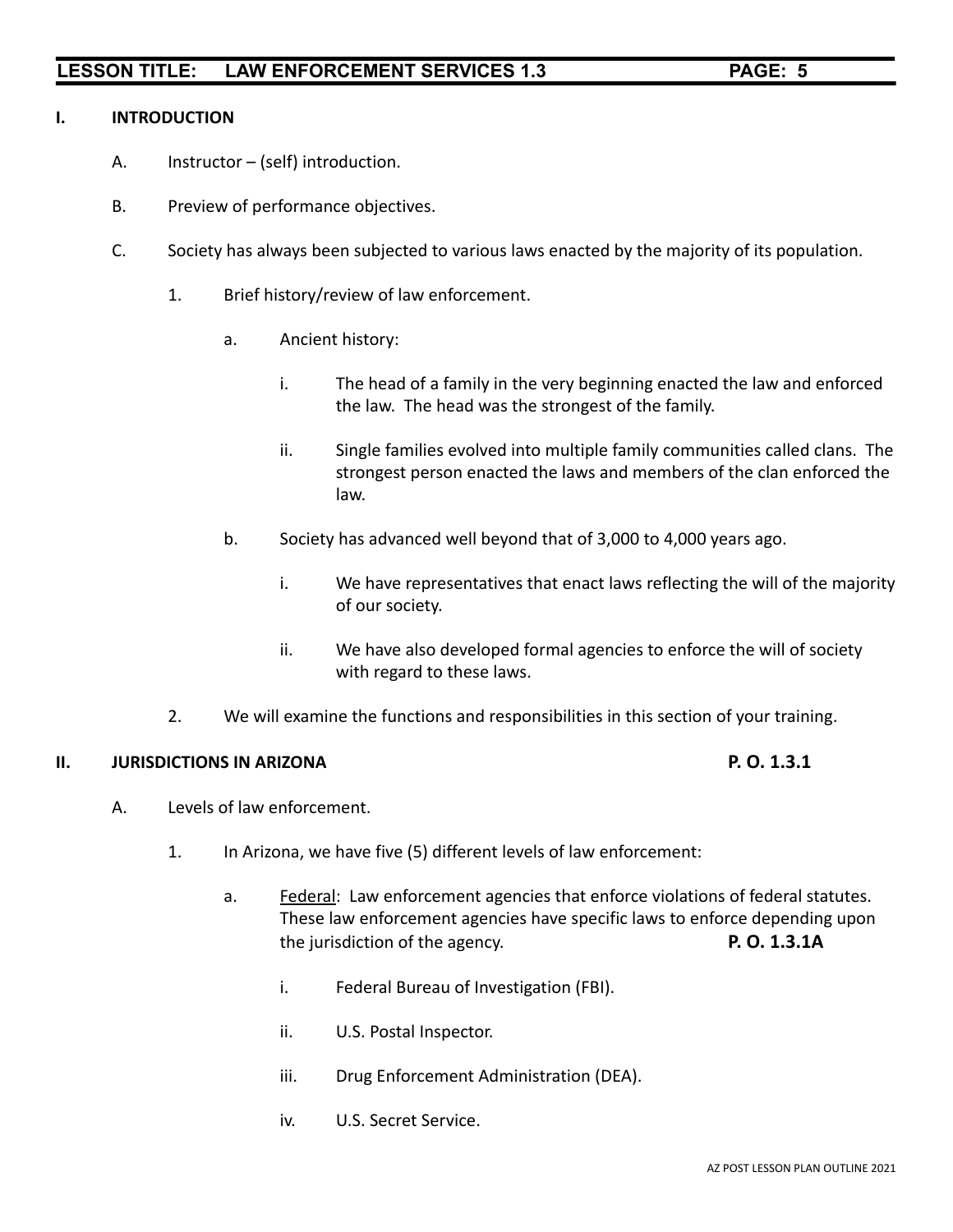## I. INTRODUCTION

A. Instructor – (self) introduction.

B. Preview of performance objectives.

C. Society has always been subjected to various laws enacted by the majority of its population.

1. Brief history/review of law enforcement.

   a. Ancient history:

      i. The head of a family in the very beginning enacted the law and enforced the law. The head was the strongest of the family.

      ii. Single families evolved into multiple family communities called clans. The strongest person enacted the laws and members of the clan enforced the law.

   b. Society has advanced well beyond that of 3,000 to 4,000 years ago.

      i. We have representatives that enact laws reflecting the will of the majority of our society.

      ii. We have also developed formal agencies to enforce the will of society with regard to these laws.

2. We will examine the functions and responsibilities in this section of your training.

## II. JURISDICTIONS IN ARIZONA — P. O. 1.3.1

A. Levels of law enforcement.

1. In Arizona, we have five (5) different levels of law enforcement:

   a. Federal: Law enforcement agencies that enforce violations of federal statutes. These law enforcement agencies have specific laws to enforce depending upon the jurisdiction of the agency. **P. O. 1.3.1A**

      i. Federal Bureau of Investigation (FBI).

      ii. U.S. Postal Inspector.

      iii. Drug Enforcement Administration (DEA).

      iv. U.S. Secret Service.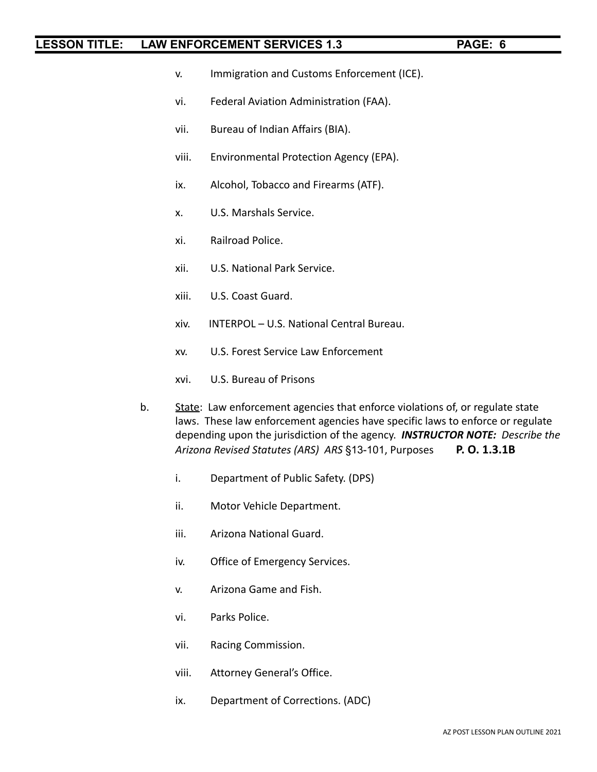v. Immigration and Customs Enforcement (ICE).

vi. Federal Aviation Administration (FAA).

vii. Bureau of Indian Affairs (BIA).

viii. Environmental Protection Agency (EPA).

ix. Alcohol, Tobacco and Firearms (ATF).

x. U.S. Marshals Service.

xi. Railroad Police.

xii. U.S. National Park Service.

xiii. U.S. Coast Guard.

xiv. INTERPOL – U.S. National Central Bureau.

xv. U.S. Forest Service Law Enforcement

xvi. U.S. Bureau of Prisons

b. State: Law enforcement agencies that enforce violations of, or regulate state laws. These law enforcement agencies have specific laws to enforce or regulate depending upon the jurisdiction of the agency. ***INSTRUCTOR NOTE:*** *Describe the Arizona Revised Statutes (ARS) ARS* §13-101, Purposes **P. O. 1.3.1B**

i. Department of Public Safety. (DPS)

ii. Motor Vehicle Department.

iii. Arizona National Guard.

iv. Office of Emergency Services.

v. Arizona Game and Fish.

vi. Parks Police.

vii. Racing Commission.

viii. Attorney General's Office.

ix. Department of Corrections. (ADC)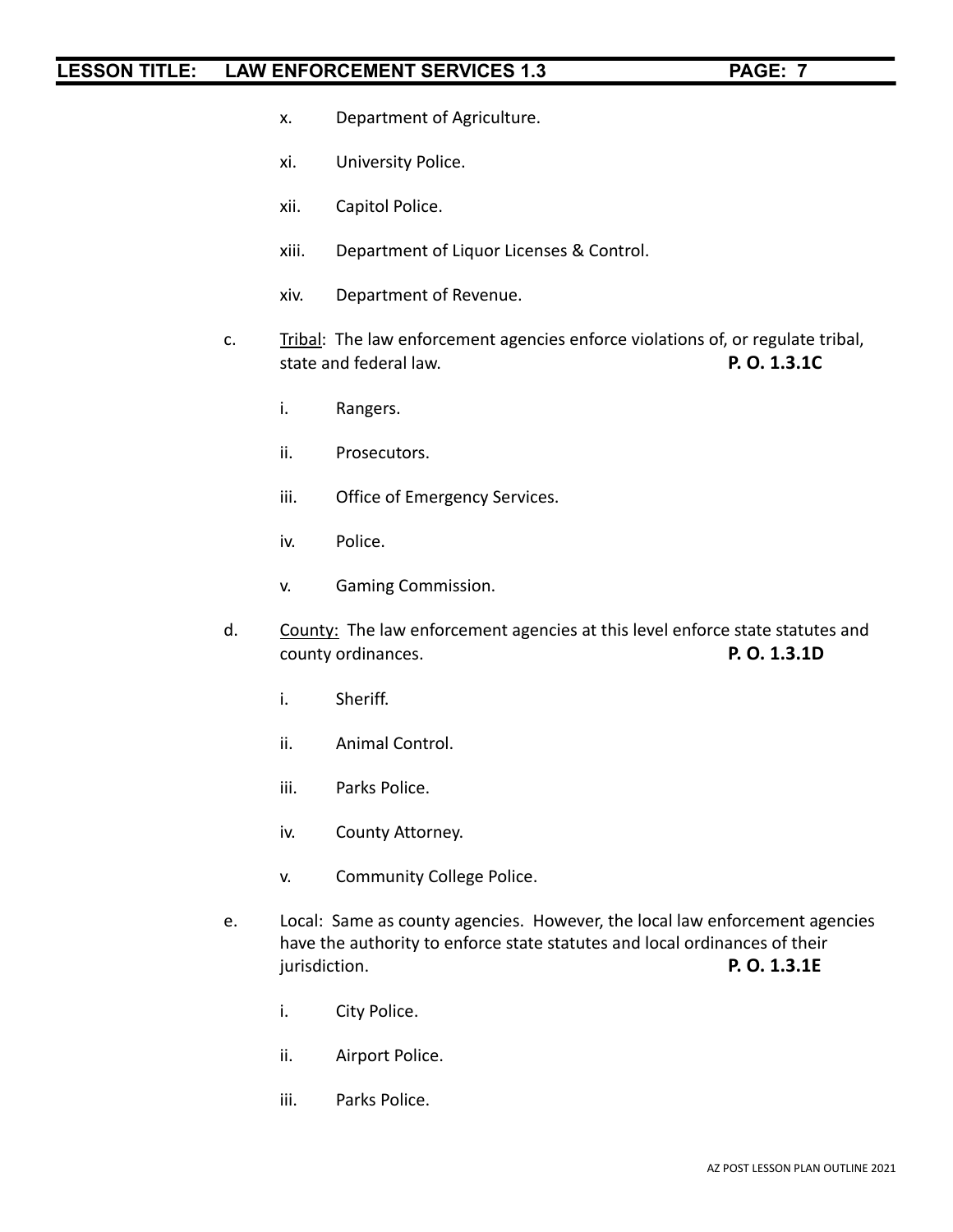x. Department of Agriculture.

xi. University Police.

xii. Capitol Police.

xiii. Department of Liquor Licenses & Control.

xiv. Department of Revenue.

c. Tribal: The law enforcement agencies enforce violations of, or regulate tribal, state and federal law. **P. O. 1.3.1C**

i. Rangers.

ii. Prosecutors.

iii. Office of Emergency Services.

iv. Police.

v. Gaming Commission.

d. County: The law enforcement agencies at this level enforce state statutes and county ordinances. **P. O. 1.3.1D**

i. Sheriff.

ii. Animal Control.

iii. Parks Police.

iv. County Attorney.

v. Community College Police.

e. Local: Same as county agencies. However, the local law enforcement agencies have the authority to enforce state statutes and local ordinances of their jurisdiction. **P. O. 1.3.1E**

i. City Police.

ii. Airport Police.

iii. Parks Police.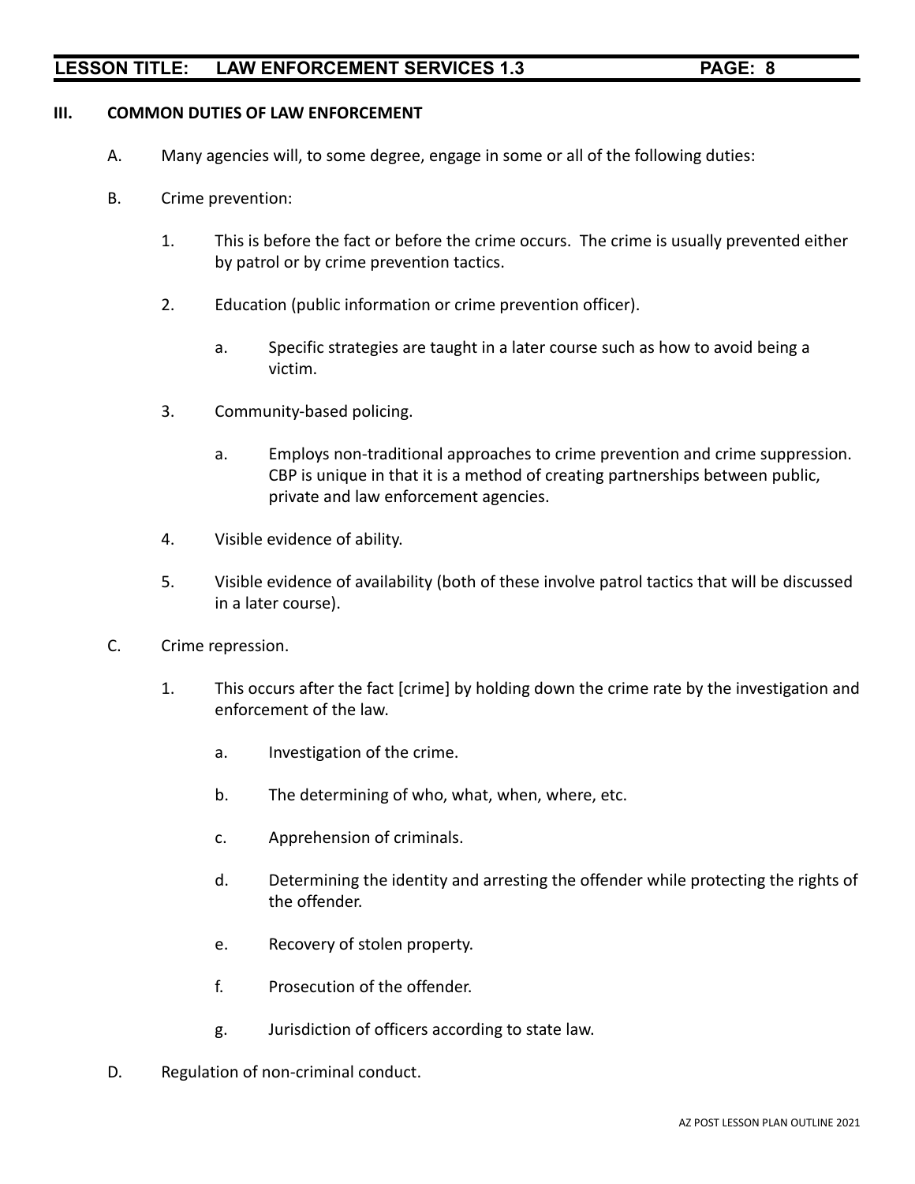## III. COMMON DUTIES OF LAW ENFORCEMENT

A. Many agencies will, to some degree, engage in some or all of the following duties:

B. Crime prevention:

1. This is before the fact or before the crime occurs. The crime is usually prevented either by patrol or by crime prevention tactics.

2. Education (public information or crime prevention officer).

   a. Specific strategies are taught in a later course such as how to avoid being a victim.

3. Community-based policing.

   a. Employs non-traditional approaches to crime prevention and crime suppression. CBP is unique in that it is a method of creating partnerships between public, private and law enforcement agencies.

4. Visible evidence of ability.

5. Visible evidence of availability (both of these involve patrol tactics that will be discussed in a later course).

C. Crime repression.

1. This occurs after the fact [crime] by holding down the crime rate by the investigation and enforcement of the law.

   a. Investigation of the crime.

   b. The determining of who, what, when, where, etc.

   c. Apprehension of criminals.

   d. Determining the identity and arresting the offender while protecting the rights of the offender.

   e. Recovery of stolen property.

   f. Prosecution of the offender.

   g. Jurisdiction of officers according to state law.

D. Regulation of non-criminal conduct.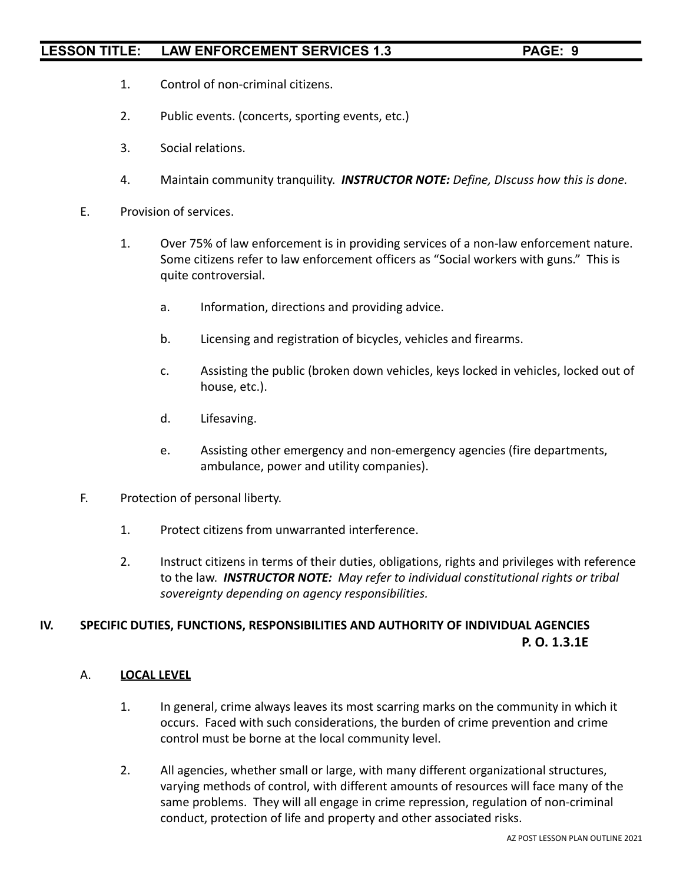1. Control of non-criminal citizens.

2. Public events. (concerts, sporting events, etc.)

3. Social relations.

4. Maintain community tranquility. ***INSTRUCTOR NOTE:*** *Define, DIscuss how this is done.*

E. Provision of services.

1. Over 75% of law enforcement is in providing services of a non-law enforcement nature. Some citizens refer to law enforcement officers as "Social workers with guns." This is quite controversial.

   a. Information, directions and providing advice.

   b. Licensing and registration of bicycles, vehicles and firearms.

   c. Assisting the public (broken down vehicles, keys locked in vehicles, locked out of house, etc.).

   d. Lifesaving.

   e. Assisting other emergency and non-emergency agencies (fire departments, ambulance, power and utility companies).

F. Protection of personal liberty.

1. Protect citizens from unwarranted interference.

2. Instruct citizens in terms of their duties, obligations, rights and privileges with reference to the law. ***INSTRUCTOR NOTE:*** *May refer to individual constitutional rights or tribal sovereignty depending on agency responsibilities.*

## IV. SPECIFIC DUTIES, FUNCTIONS, RESPONSIBILITIES AND AUTHORITY OF INDIVIDUAL AGENCIES

**P. O. 1.3.1E**

A. **LOCAL LEVEL**

1. In general, crime always leaves its most scarring marks on the community in which it occurs. Faced with such considerations, the burden of crime prevention and crime control must be borne at the local community level.

2. All agencies, whether small or large, with many different organizational structures, varying methods of control, with different amounts of resources will face many of the same problems. They will all engage in crime repression, regulation of non-criminal conduct, protection of life and property and other associated risks.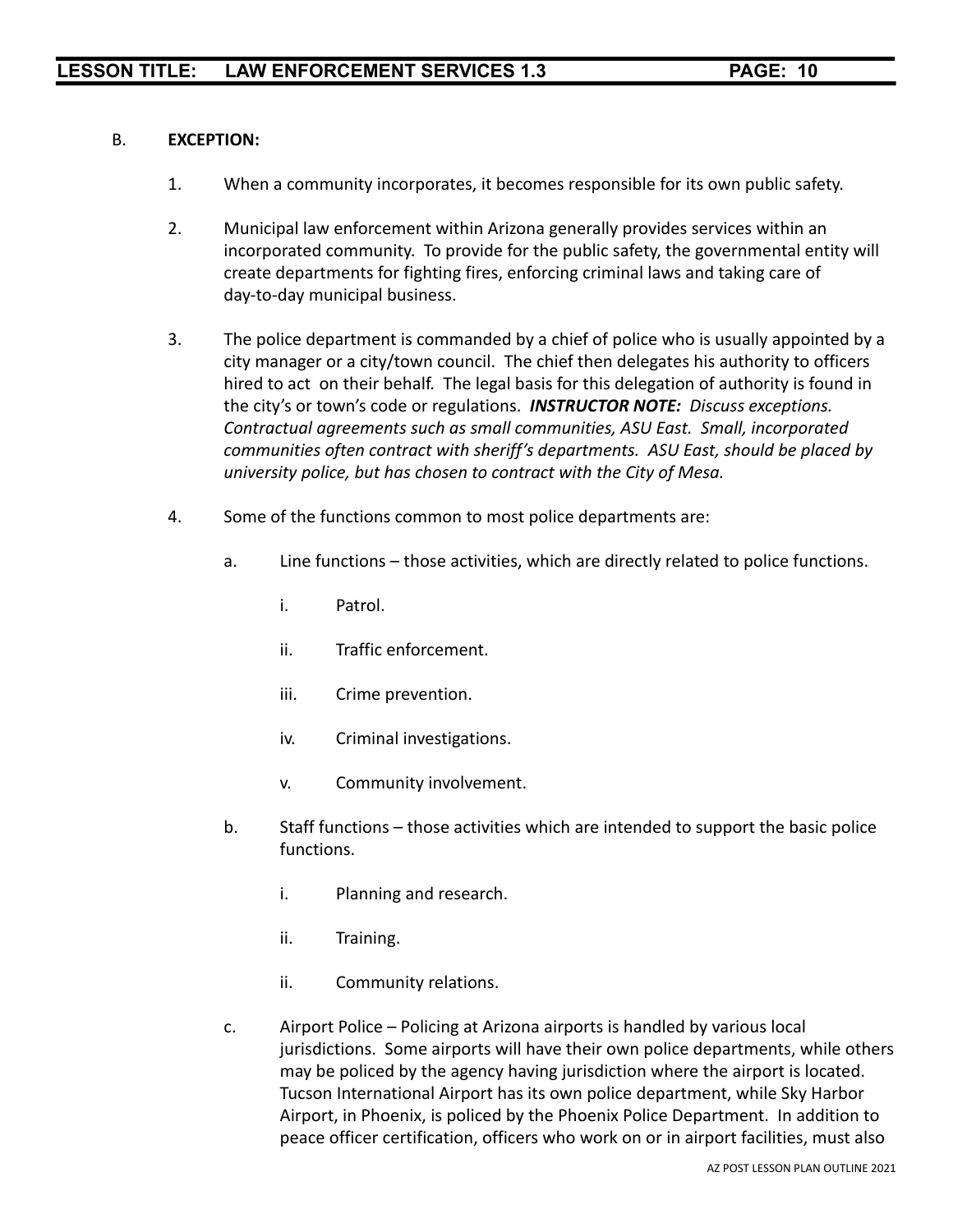B. **EXCEPTION:**

1. When a community incorporates, it becomes responsible for its own public safety.

2. Municipal law enforcement within Arizona generally provides services within an incorporated community. To provide for the public safety, the governmental entity will create departments for fighting fires, enforcing criminal laws and taking care of day-to-day municipal business.

3. The police department is commanded by a chief of police who is usually appointed by a city manager or a city/town council. The chief then delegates his authority to officers hired to act on their behalf. The legal basis for this delegation of authority is found in the city's or town's code or regulations. ***INSTRUCTOR NOTE:*** *Discuss exceptions. Contractual agreements such as small communities, ASU East. Small, incorporated communities often contract with sheriff's departments. ASU East, should be placed by university police, but has chosen to contract with the City of Mesa.*

4. Some of the functions common to most police departments are:

   a. Line functions – those activities, which are directly related to police functions.

      i. Patrol.

      ii. Traffic enforcement.

      iii. Crime prevention.

      iv. Criminal investigations.

      v. Community involvement.

   b. Staff functions – those activities which are intended to support the basic police functions.

      i. Planning and research.

      ii. Training.

      ii. Community relations.

   c. Airport Police – Policing at Arizona airports is handled by various local jurisdictions. Some airports will have their own police departments, while others may be policed by the agency having jurisdiction where the airport is located. Tucson International Airport has its own police department, while Sky Harbor Airport, in Phoenix, is policed by the Phoenix Police Department. In addition to peace officer certification, officers who work on or in airport facilities, must also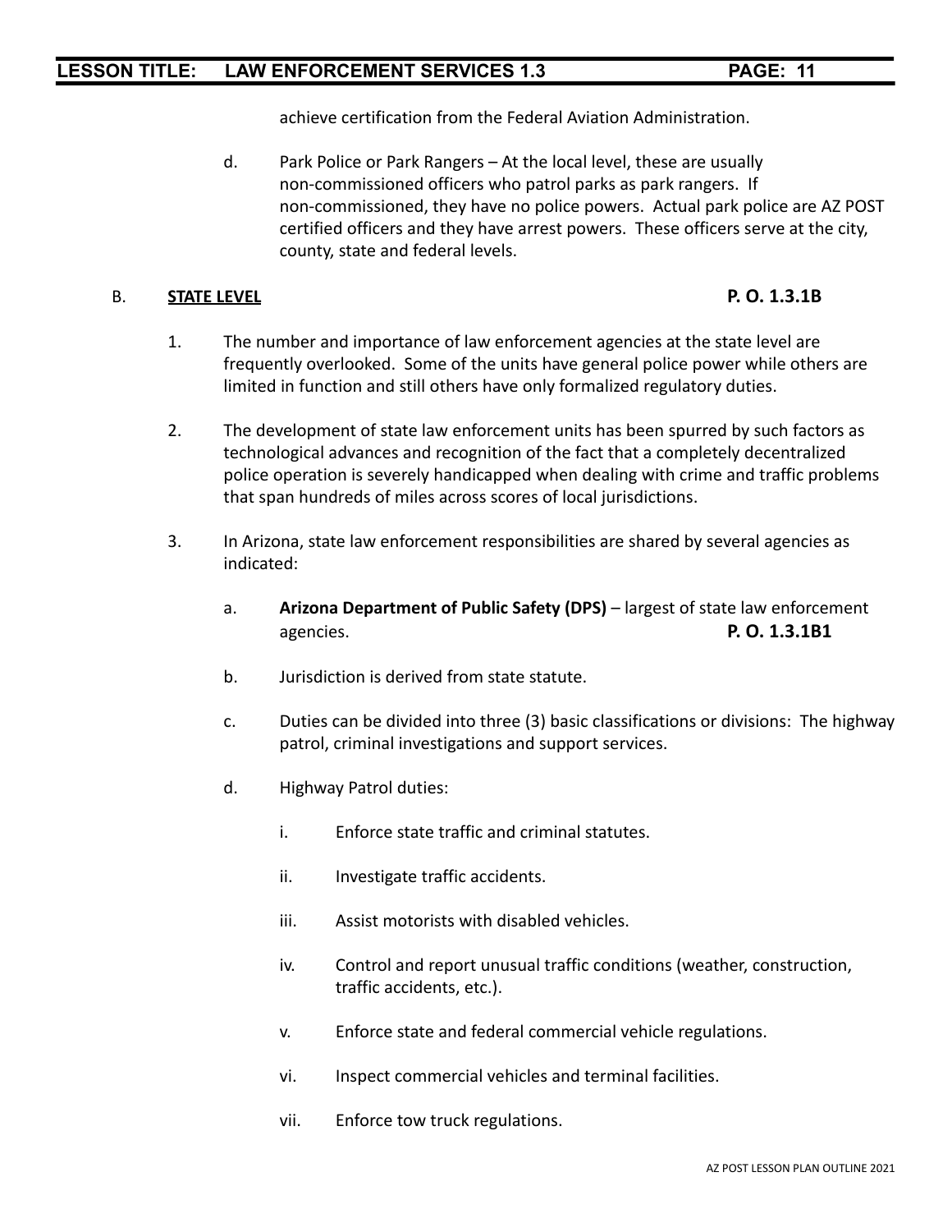achieve certification from the Federal Aviation Administration.

d. Park Police or Park Rangers – At the local level, these are usually non-commissioned officers who patrol parks as park rangers. If non-commissioned, they have no police powers. Actual park police are AZ POST certified officers and they have arrest powers. These officers serve at the city, county, state and federal levels.

B. **STATE LEVEL** **P. O. 1.3.1B**

1. The number and importance of law enforcement agencies at the state level are frequently overlooked. Some of the units have general police power while others are limited in function and still others have only formalized regulatory duties.

2. The development of state law enforcement units has been spurred by such factors as technological advances and recognition of the fact that a completely decentralized police operation is severely handicapped when dealing with crime and traffic problems that span hundreds of miles across scores of local jurisdictions.

3. In Arizona, state law enforcement responsibilities are shared by several agencies as indicated:

   a. **Arizona Department of Public Safety (DPS)** – largest of state law enforcement agencies. **P. O. 1.3.1B1**

   b. Jurisdiction is derived from state statute.

   c. Duties can be divided into three (3) basic classifications or divisions: The highway patrol, criminal investigations and support services.

   d. Highway Patrol duties:

      i. Enforce state traffic and criminal statutes.

      ii. Investigate traffic accidents.

      iii. Assist motorists with disabled vehicles.

      iv. Control and report unusual traffic conditions (weather, construction, traffic accidents, etc.).

      v. Enforce state and federal commercial vehicle regulations.

      vi. Inspect commercial vehicles and terminal facilities.

      vii. Enforce tow truck regulations.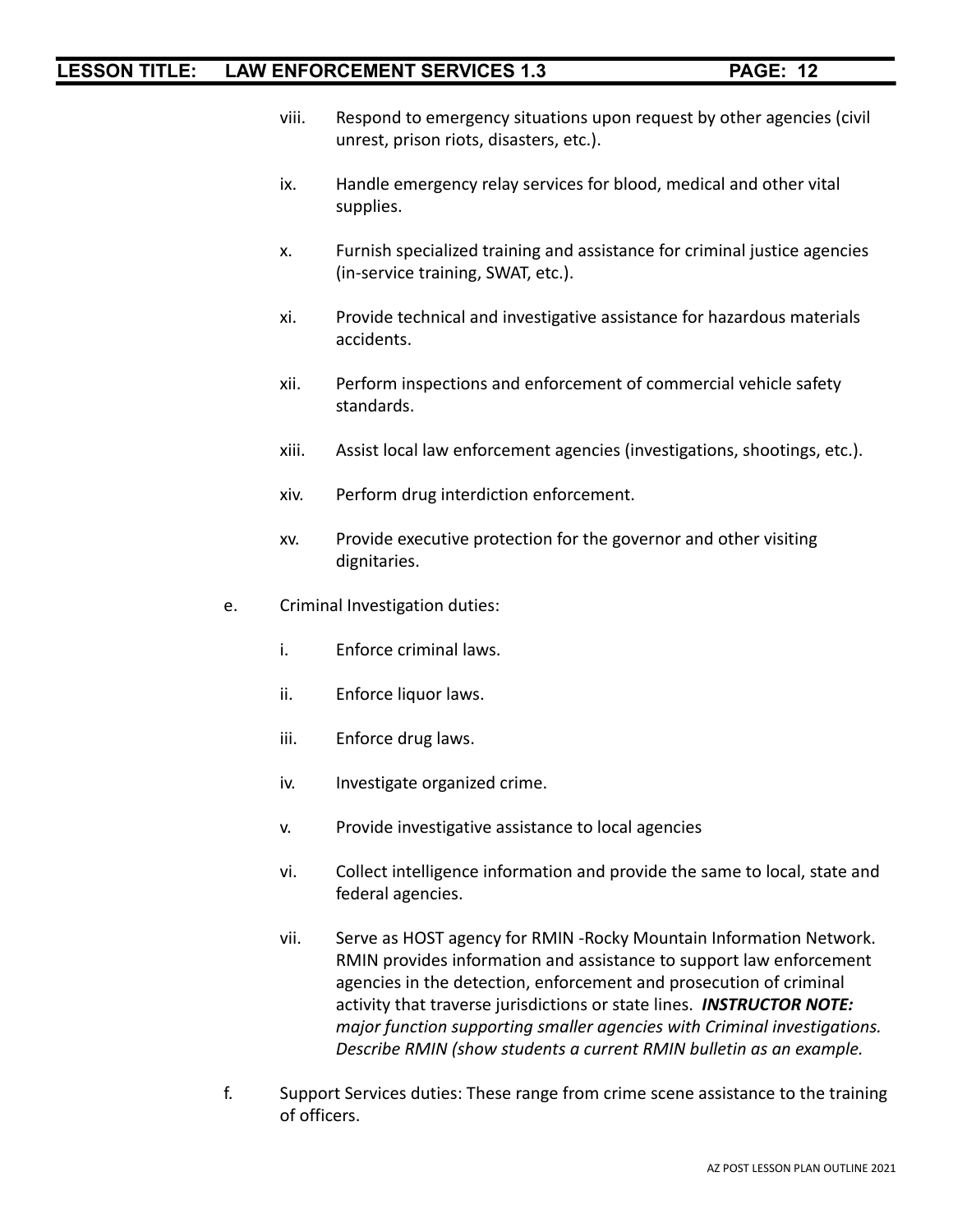viii. Respond to emergency situations upon request by other agencies (civil unrest, prison riots, disasters, etc.).

ix. Handle emergency relay services for blood, medical and other vital supplies.

x. Furnish specialized training and assistance for criminal justice agencies (in-service training, SWAT, etc.).

xi. Provide technical and investigative assistance for hazardous materials accidents.

xii. Perform inspections and enforcement of commercial vehicle safety standards.

xiii. Assist local law enforcement agencies (investigations, shootings, etc.).

xiv. Perform drug interdiction enforcement.

xv. Provide executive protection for the governor and other visiting dignitaries.

e. Criminal Investigation duties:

i. Enforce criminal laws.

ii. Enforce liquor laws.

iii. Enforce drug laws.

iv. Investigate organized crime.

v. Provide investigative assistance to local agencies

vi. Collect intelligence information and provide the same to local, state and federal agencies.

vii. Serve as HOST agency for RMIN -Rocky Mountain Information Network. RMIN provides information and assistance to support law enforcement agencies in the detection, enforcement and prosecution of criminal activity that traverse jurisdictions or state lines. ***INSTRUCTOR NOTE:*** *major function supporting smaller agencies with Criminal investigations. Describe RMIN (show students a current RMIN bulletin as an example.*

f. Support Services duties: These range from crime scene assistance to the training of officers.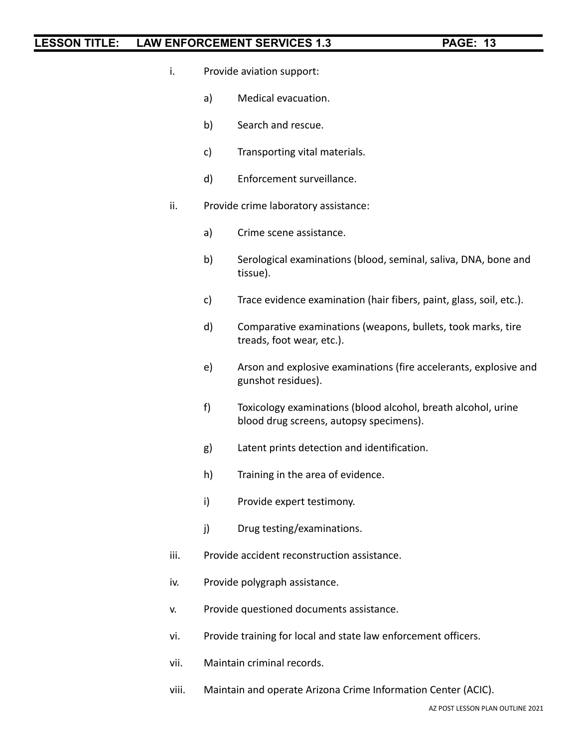i. Provide aviation support:

   a) Medical evacuation.

   b) Search and rescue.

   c) Transporting vital materials.

   d) Enforcement surveillance.

ii. Provide crime laboratory assistance:

   a) Crime scene assistance.

   b) Serological examinations (blood, seminal, saliva, DNA, bone and tissue).

   c) Trace evidence examination (hair fibers, paint, glass, soil, etc.).

   d) Comparative examinations (weapons, bullets, took marks, tire treads, foot wear, etc.).

   e) Arson and explosive examinations (fire accelerants, explosive and gunshot residues).

   f) Toxicology examinations (blood alcohol, breath alcohol, urine blood drug screens, autopsy specimens).

   g) Latent prints detection and identification.

   h) Training in the area of evidence.

   i) Provide expert testimony.

   j) Drug testing/examinations.

iii. Provide accident reconstruction assistance.

iv. Provide polygraph assistance.

v. Provide questioned documents assistance.

vi. Provide training for local and state law enforcement officers.

vii. Maintain criminal records.

viii. Maintain and operate Arizona Crime Information Center (ACIC).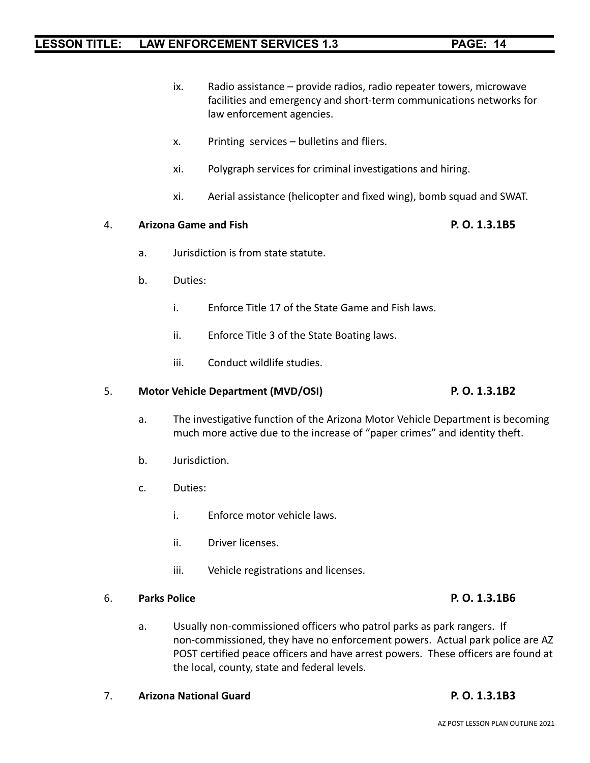ix. Radio assistance – provide radios, radio repeater towers, microwave facilities and emergency and short-term communications networks for law enforcement agencies.

x. Printing services – bulletins and fliers.

xi. Polygraph services for criminal investigations and hiring.

xi. Aerial assistance (helicopter and fixed wing), bomb squad and SWAT.

4. **Arizona Game and Fish** **P. O. 1.3.1B5**

   a. Jurisdiction is from state statute.

   b. Duties:

      i. Enforce Title 17 of the State Game and Fish laws.

      ii. Enforce Title 3 of the State Boating laws.

      iii. Conduct wildlife studies.

5. **Motor Vehicle Department (MVD/OSI)** **P. O. 1.3.1B2**

   a. The investigative function of the Arizona Motor Vehicle Department is becoming much more active due to the increase of "paper crimes" and identity theft.

   b. Jurisdiction.

   c. Duties:

      i. Enforce motor vehicle laws.

      ii. Driver licenses.

      iii. Vehicle registrations and licenses.

6. **Parks Police** **P. O. 1.3.1B6**

   a. Usually non-commissioned officers who patrol parks as park rangers. If non-commissioned, they have no enforcement powers. Actual park police are AZ POST certified peace officers and have arrest powers. These officers are found at the local, county, state and federal levels.

7. **Arizona National Guard** **P. O. 1.3.1B3**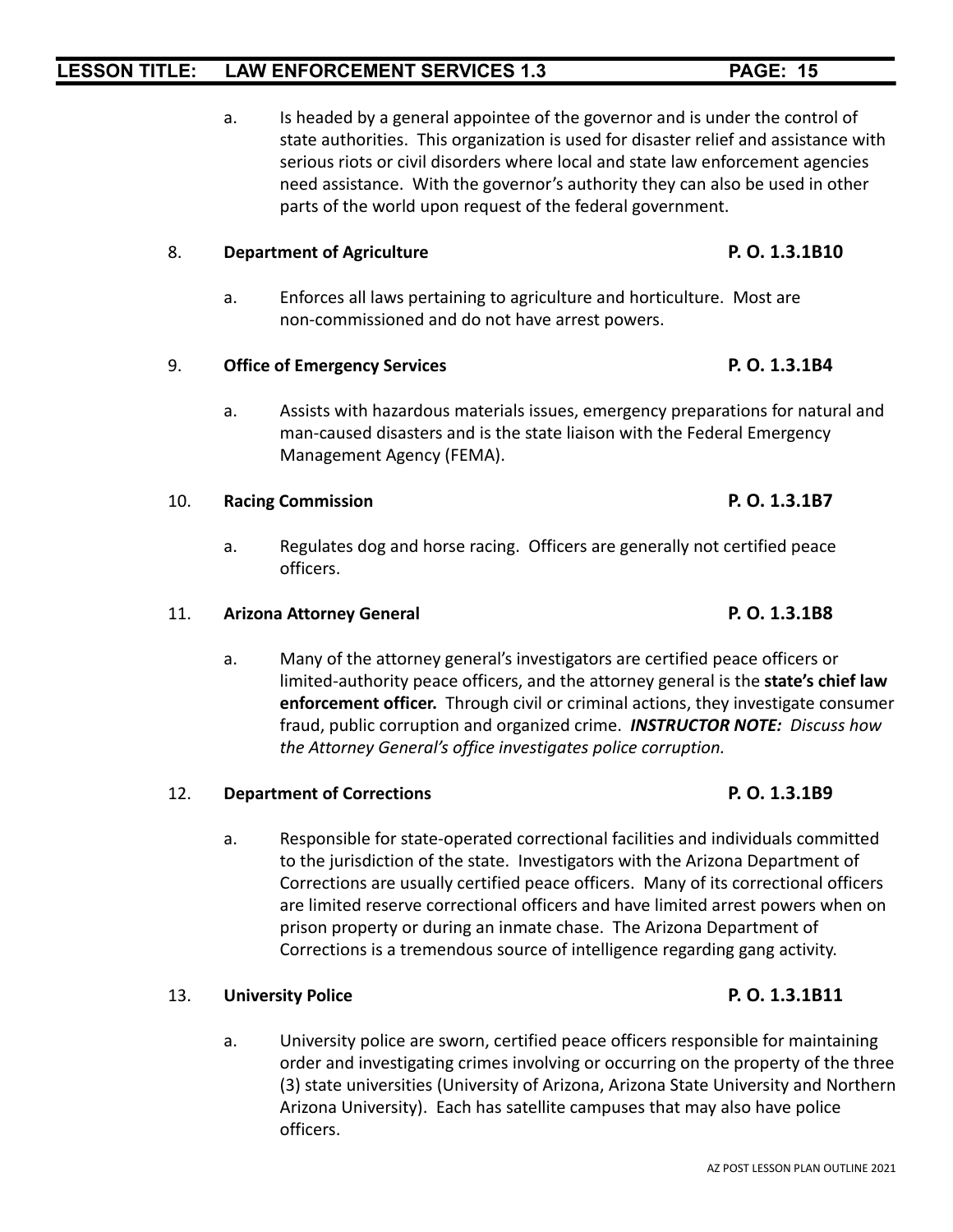a. Is headed by a general appointee of the governor and is under the control of state authorities. This organization is used for disaster relief and assistance with serious riots or civil disorders where local and state law enforcement agencies need assistance. With the governor's authority they can also be used in other parts of the world upon request of the federal government.

8. **Department of Agriculture** **P. O. 1.3.1B10**

   a. Enforces all laws pertaining to agriculture and horticulture. Most are non-commissioned and do not have arrest powers.

9. **Office of Emergency Services** **P. O. 1.3.1B4**

   a. Assists with hazardous materials issues, emergency preparations for natural and man-caused disasters and is the state liaison with the Federal Emergency Management Agency (FEMA).

10. **Racing Commission** **P. O. 1.3.1B7**

    a. Regulates dog and horse racing. Officers are generally not certified peace officers.

11. **Arizona Attorney General** **P. O. 1.3.1B8**

    a. Many of the attorney general's investigators are certified peace officers or limited-authority peace officers, and the attorney general is the **state's chief law enforcement officer.** Through civil or criminal actions, they investigate consumer fraud, public corruption and organized crime. ***INSTRUCTOR NOTE:*** *Discuss how the Attorney General's office investigates police corruption.*

12. **Department of Corrections** **P. O. 1.3.1B9**

    a. Responsible for state-operated correctional facilities and individuals committed to the jurisdiction of the state. Investigators with the Arizona Department of Corrections are usually certified peace officers. Many of its correctional officers are limited reserve correctional officers and have limited arrest powers when on prison property or during an inmate chase. The Arizona Department of Corrections is a tremendous source of intelligence regarding gang activity.

13. **University Police** **P. O. 1.3.1B11**

    a. University police are sworn, certified peace officers responsible for maintaining order and investigating crimes involving or occurring on the property of the three (3) state universities (University of Arizona, Arizona State University and Northern Arizona University). Each has satellite campuses that may also have police officers.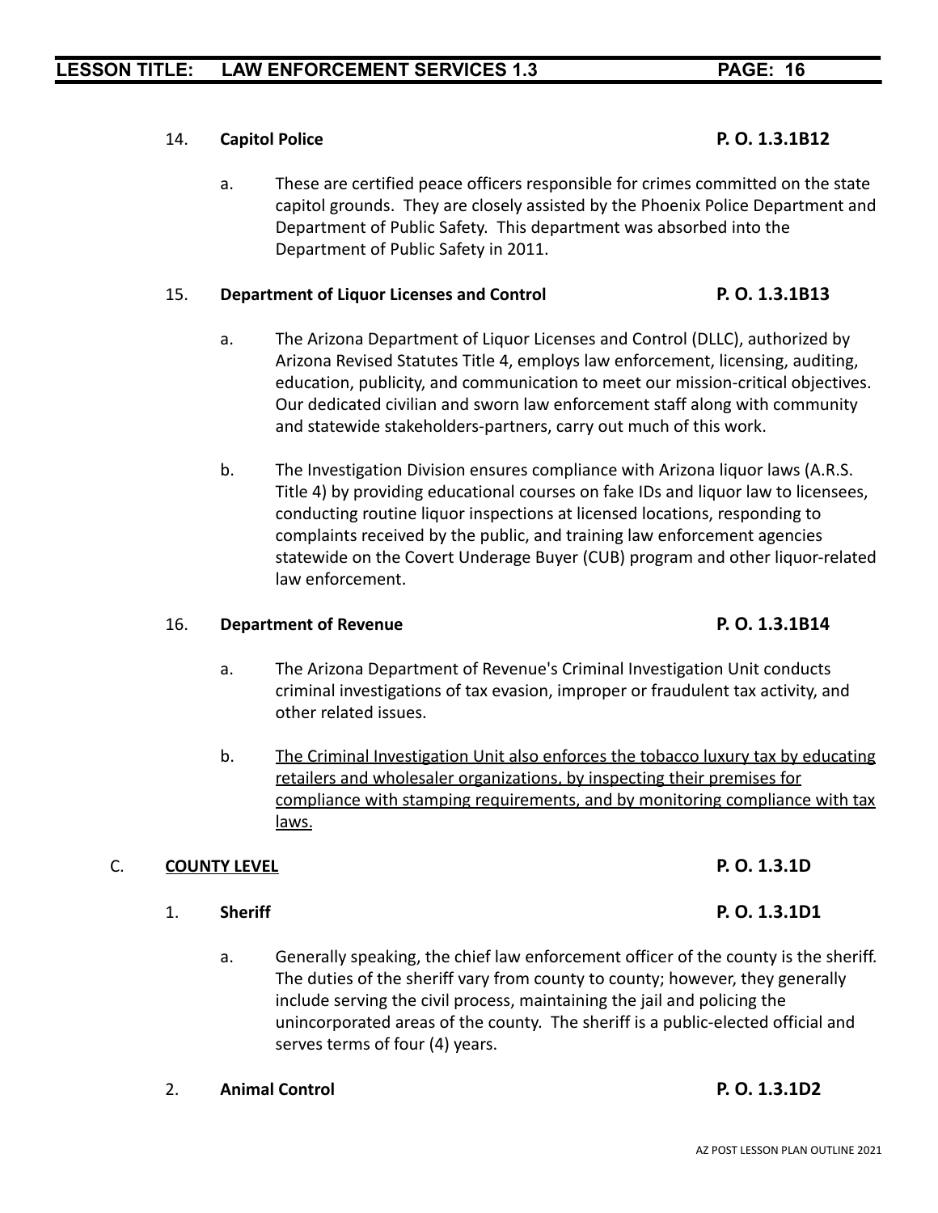14. **Capitol Police** **P. O. 1.3.1B12**

    a. These are certified peace officers responsible for crimes committed on the state capitol grounds. They are closely assisted by the Phoenix Police Department and Department of Public Safety. This department was absorbed into the Department of Public Safety in 2011.

15. **Department of Liquor Licenses and Control** **P. O. 1.3.1B13**

    a. The Arizona Department of Liquor Licenses and Control (DLLC), authorized by Arizona Revised Statutes Title 4, employs law enforcement, licensing, auditing, education, publicity, and communication to meet our mission-critical objectives. Our dedicated civilian and sworn law enforcement staff along with community and statewide stakeholders-partners, carry out much of this work.

    b. The Investigation Division ensures compliance with Arizona liquor laws (A.R.S. Title 4) by providing educational courses on fake IDs and liquor law to licensees, conducting routine liquor inspections at licensed locations, responding to complaints received by the public, and training law enforcement agencies statewide on the Covert Underage Buyer (CUB) program and other liquor-related law enforcement.

16. **Department of Revenue** **P. O. 1.3.1B14**

    a. The Arizona Department of Revenue's Criminal Investigation Unit conducts criminal investigations of tax evasion, improper or fraudulent tax activity, and other related issues.

    b. <u>The Criminal Investigation Unit also enforces the tobacco luxury tax by educating retailers and wholesaler organizations, by inspecting their premises for compliance with stamping requirements, and by monitoring compliance with tax laws.</u>

C. **<u>COUNTY LEVEL</u>** **P. O. 1.3.1D**

1. **Sheriff** **P. O. 1.3.1D1**

    a. Generally speaking, the chief law enforcement officer of the county is the sheriff. The duties of the sheriff vary from county to county; however, they generally include serving the civil process, maintaining the jail and policing the unincorporated areas of the county. The sheriff is a public-elected official and serves terms of four (4) years.

2. **Animal Control** **P. O. 1.3.1D2**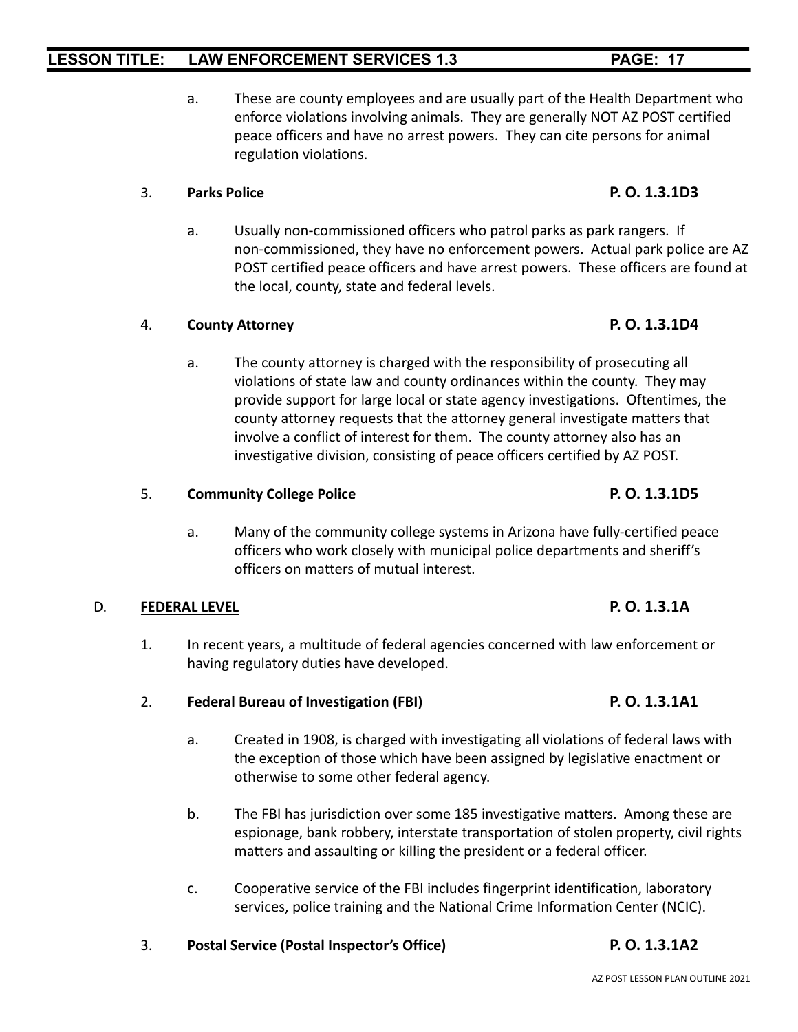a. These are county employees and are usually part of the Health Department who enforce violations involving animals. They are generally NOT AZ POST certified peace officers and have no arrest powers. They can cite persons for animal regulation violations.

3. **Parks Police** **P. O. 1.3.1D3**

a. Usually non-commissioned officers who patrol parks as park rangers. If non-commissioned, they have no enforcement powers. Actual park police are AZ POST certified peace officers and have arrest powers. These officers are found at the local, county, state and federal levels.

4. **County Attorney** **P. O. 1.3.1D4**

a. The county attorney is charged with the responsibility of prosecuting all violations of state law and county ordinances within the county. They may provide support for large local or state agency investigations. Oftentimes, the county attorney requests that the attorney general investigate matters that involve a conflict of interest for them. The county attorney also has an investigative division, consisting of peace officers certified by AZ POST.

5. **Community College Police** **P. O. 1.3.1D5**

a. Many of the community college systems in Arizona have fully-certified peace officers who work closely with municipal police departments and sheriff's officers on matters of mutual interest.

D. **FEDERAL LEVEL** **P. O. 1.3.1A**

1. In recent years, a multitude of federal agencies concerned with law enforcement or having regulatory duties have developed.

2. **Federal Bureau of Investigation (FBI)** **P. O. 1.3.1A1**

a. Created in 1908, is charged with investigating all violations of federal laws with the exception of those which have been assigned by legislative enactment or otherwise to some other federal agency.

b. The FBI has jurisdiction over some 185 investigative matters. Among these are espionage, bank robbery, interstate transportation of stolen property, civil rights matters and assaulting or killing the president or a federal officer.

c. Cooperative service of the FBI includes fingerprint identification, laboratory services, police training and the National Crime Information Center (NCIC).

3. **Postal Service (Postal Inspector's Office)** **P. O. 1.3.1A2**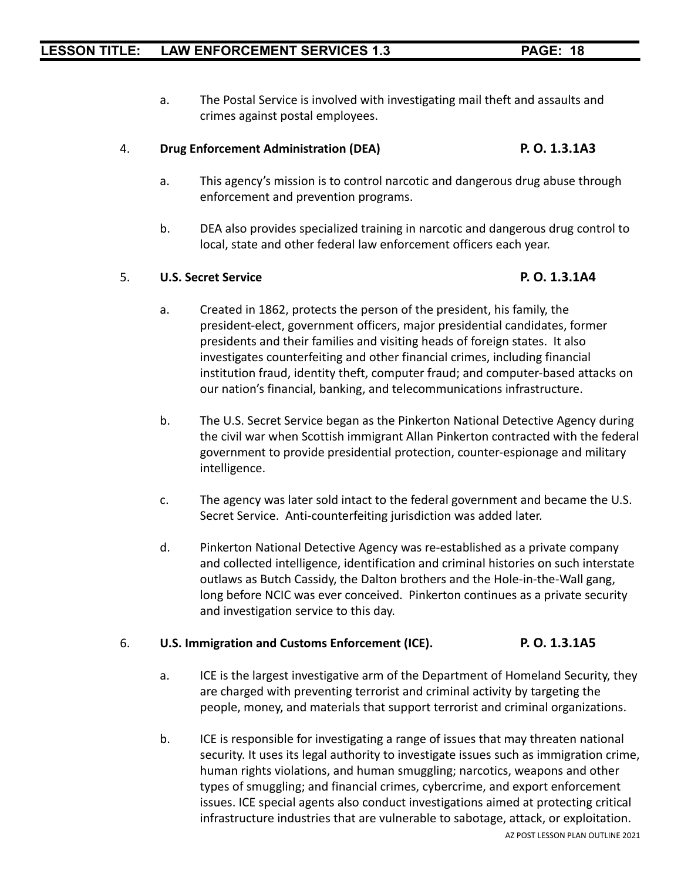a. The Postal Service is involved with investigating mail theft and assaults and crimes against postal employees.

4. **Drug Enforcement Administration (DEA)** **P. O. 1.3.1A3**

   a. This agency's mission is to control narcotic and dangerous drug abuse through enforcement and prevention programs.

   b. DEA also provides specialized training in narcotic and dangerous drug control to local, state and other federal law enforcement officers each year.

5. **U.S. Secret Service** **P. O. 1.3.1A4**

   a. Created in 1862, protects the person of the president, his family, the president-elect, government officers, major presidential candidates, former presidents and their families and visiting heads of foreign states. It also investigates counterfeiting and other financial crimes, including financial institution fraud, identity theft, computer fraud; and computer-based attacks on our nation's financial, banking, and telecommunications infrastructure.

   b. The U.S. Secret Service began as the Pinkerton National Detective Agency during the civil war when Scottish immigrant Allan Pinkerton contracted with the federal government to provide presidential protection, counter-espionage and military intelligence.

   c. The agency was later sold intact to the federal government and became the U.S. Secret Service. Anti-counterfeiting jurisdiction was added later.

   d. Pinkerton National Detective Agency was re-established as a private company and collected intelligence, identification and criminal histories on such interstate outlaws as Butch Cassidy, the Dalton brothers and the Hole-in-the-Wall gang, long before NCIC was ever conceived. Pinkerton continues as a private security and investigation service to this day.

6. **U.S. Immigration and Customs Enforcement (ICE).** **P. O. 1.3.1A5**

   a. ICE is the largest investigative arm of the Department of Homeland Security, they are charged with preventing terrorist and criminal activity by targeting the people, money, and materials that support terrorist and criminal organizations.

   b. ICE is responsible for investigating a range of issues that may threaten national security. It uses its legal authority to investigate issues such as immigration crime, human rights violations, and human smuggling; narcotics, weapons and other types of smuggling; and financial crimes, cybercrime, and export enforcement issues. ICE special agents also conduct investigations aimed at protecting critical infrastructure industries that are vulnerable to sabotage, attack, or exploitation.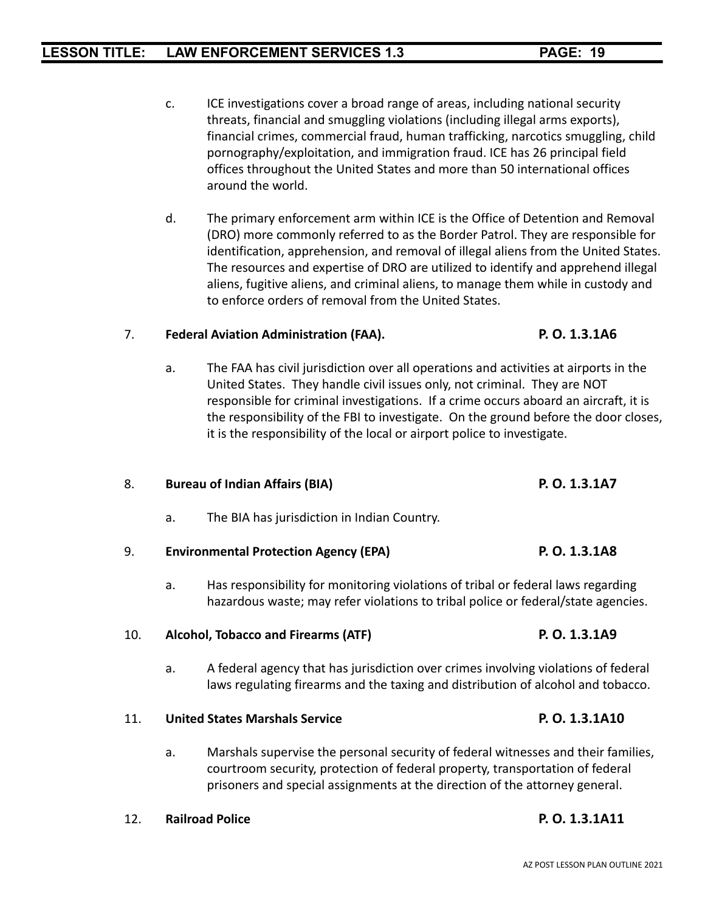c. ICE investigations cover a broad range of areas, including national security threats, financial and smuggling violations (including illegal arms exports), financial crimes, commercial fraud, human trafficking, narcotics smuggling, child pornography/exploitation, and immigration fraud. ICE has 26 principal field offices throughout the United States and more than 50 international offices around the world.

d. The primary enforcement arm within ICE is the Office of Detention and Removal (DRO) more commonly referred to as the Border Patrol. They are responsible for identification, apprehension, and removal of illegal aliens from the United States. The resources and expertise of DRO are utilized to identify and apprehend illegal aliens, fugitive aliens, and criminal aliens, to manage them while in custody and to enforce orders of removal from the United States.

7. **Federal Aviation Administration (FAA).** **P. O. 1.3.1A6**

a. The FAA has civil jurisdiction over all operations and activities at airports in the United States. They handle civil issues only, not criminal. They are NOT responsible for criminal investigations. If a crime occurs aboard an aircraft, it is the responsibility of the FBI to investigate. On the ground before the door closes, it is the responsibility of the local or airport police to investigate.

8. **Bureau of Indian Affairs (BIA)** **P. O. 1.3.1A7**

a. The BIA has jurisdiction in Indian Country.

9. **Environmental Protection Agency (EPA)** **P. O. 1.3.1A8**

a. Has responsibility for monitoring violations of tribal or federal laws regarding hazardous waste; may refer violations to tribal police or federal/state agencies.

10. **Alcohol, Tobacco and Firearms (ATF)** **P. O. 1.3.1A9**

a. A federal agency that has jurisdiction over crimes involving violations of federal laws regulating firearms and the taxing and distribution of alcohol and tobacco.

11. **United States Marshals Service** **P. O. 1.3.1A10**

a. Marshals supervise the personal security of federal witnesses and their families, courtroom security, protection of federal property, transportation of federal prisoners and special assignments at the direction of the attorney general.

12. **Railroad Police** **P. O. 1.3.1A11**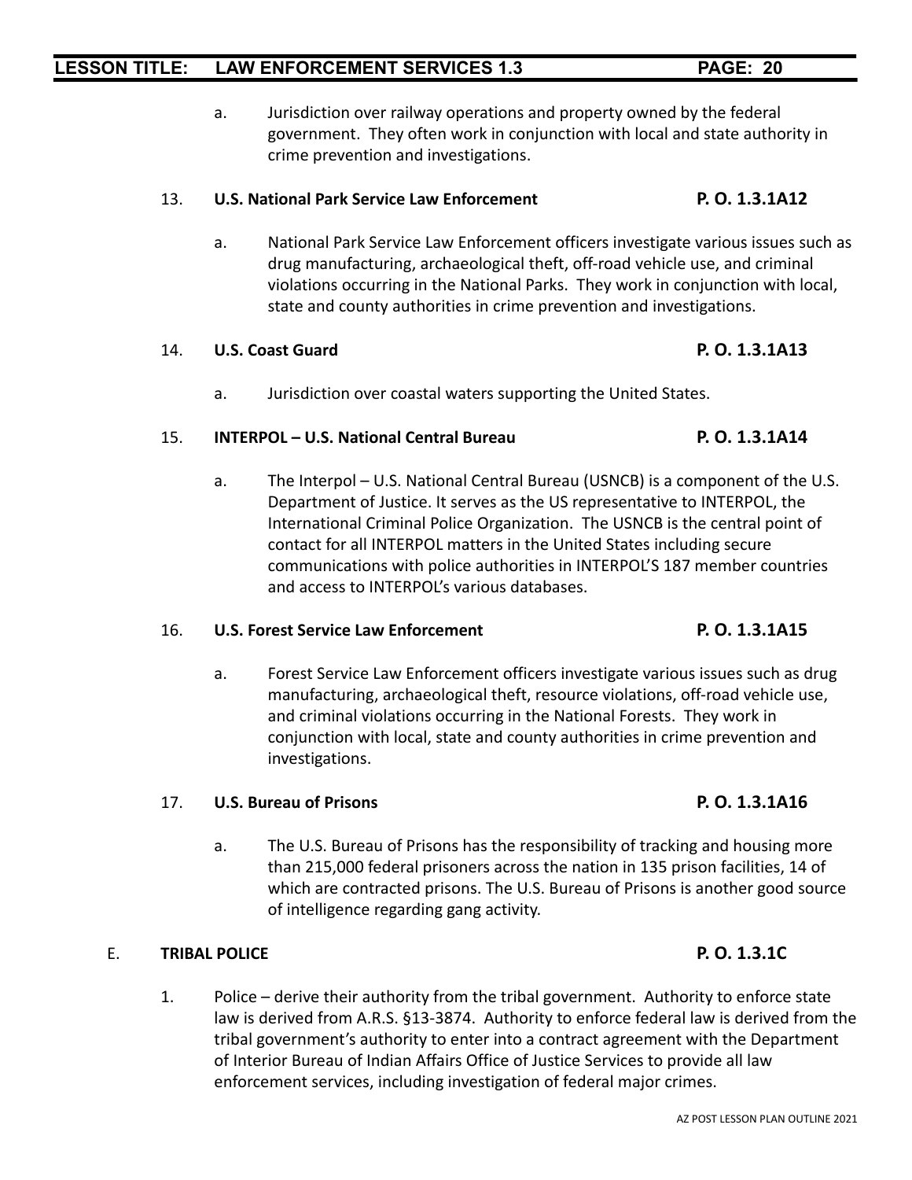a. Jurisdiction over railway operations and property owned by the federal government. They often work in conjunction with local and state authority in crime prevention and investigations.

13. **U.S. National Park Service Law Enforcement** **P. O. 1.3.1A12**

    a. National Park Service Law Enforcement officers investigate various issues such as drug manufacturing, archaeological theft, off-road vehicle use, and criminal violations occurring in the National Parks. They work in conjunction with local, state and county authorities in crime prevention and investigations.

14. **U.S. Coast Guard** **P. O. 1.3.1A13**

    a. Jurisdiction over coastal waters supporting the United States.

15. **INTERPOL – U.S. National Central Bureau** **P. O. 1.3.1A14**

    a. The Interpol – U.S. National Central Bureau (USNCB) is a component of the U.S. Department of Justice. It serves as the US representative to INTERPOL, the International Criminal Police Organization. The USNCB is the central point of contact for all INTERPOL matters in the United States including secure communications with police authorities in INTERPOL'S 187 member countries and access to INTERPOL's various databases.

16. **U.S. Forest Service Law Enforcement** **P. O. 1.3.1A15**

    a. Forest Service Law Enforcement officers investigate various issues such as drug manufacturing, archaeological theft, resource violations, off-road vehicle use, and criminal violations occurring in the National Forests. They work in conjunction with local, state and county authorities in crime prevention and investigations.

17. **U.S. Bureau of Prisons** **P. O. 1.3.1A16**

    a. The U.S. Bureau of Prisons has the responsibility of tracking and housing more than 215,000 federal prisoners across the nation in 135 prison facilities, 14 of which are contracted prisons. The U.S. Bureau of Prisons is another good source of intelligence regarding gang activity.

E. **TRIBAL POLICE** **P. O. 1.3.1C**

1. Police – derive their authority from the tribal government. Authority to enforce state law is derived from A.R.S. §13-3874. Authority to enforce federal law is derived from the tribal government's authority to enter into a contract agreement with the Department of Interior Bureau of Indian Affairs Office of Justice Services to provide all law enforcement services, including investigation of federal major crimes.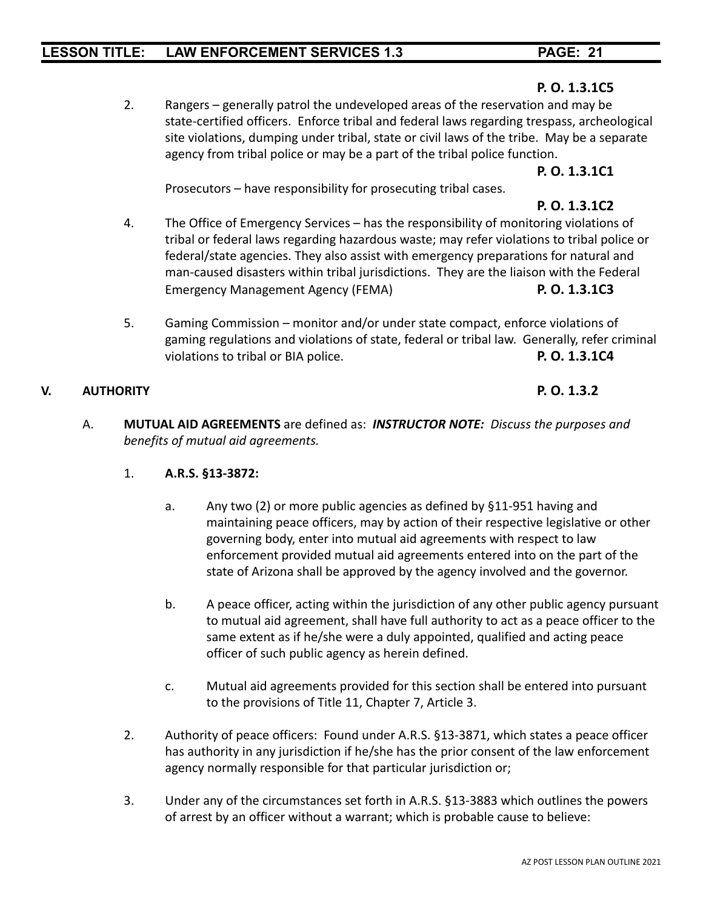**P. O. 1.3.1C5**

2. Rangers – generally patrol the undeveloped areas of the reservation and may be state-certified officers. Enforce tribal and federal laws regarding trespass, archeological site violations, dumping under tribal, state or civil laws of the tribe. May be a separate agency from tribal police or may be a part of the tribal police function.

**P. O. 1.3.1C1**

Prosecutors – have responsibility for prosecuting tribal cases.

**P. O. 1.3.1C2**

4. The Office of Emergency Services – has the responsibility of monitoring violations of tribal or federal laws regarding hazardous waste; may refer violations to tribal police or federal/state agencies. They also assist with emergency preparations for natural and man-caused disasters within tribal jurisdictions. They are the liaison with the Federal Emergency Management Agency (FEMA) **P. O. 1.3.1C3**

5. Gaming Commission – monitor and/or under state compact, enforce violations of gaming regulations and violations of state, federal or tribal law. Generally, refer criminal violations to tribal or BIA police. **P. O. 1.3.1C4**

## V. AUTHORITY **P. O. 1.3.2**

A. **MUTUAL AID AGREEMENTS** are defined as: ***INSTRUCTOR NOTE:*** *Discuss the purposes and benefits of mutual aid agreements.*

1. **A.R.S. §13-3872:**

   a. Any two (2) or more public agencies as defined by §11-951 having and maintaining peace officers, may by action of their respective legislative or other governing body, enter into mutual aid agreements with respect to law enforcement provided mutual aid agreements entered into on the part of the state of Arizona shall be approved by the agency involved and the governor.

   b. A peace officer, acting within the jurisdiction of any other public agency pursuant to mutual aid agreement, shall have full authority to act as a peace officer to the same extent as if he/she were a duly appointed, qualified and acting peace officer of such public agency as herein defined.

   c. Mutual aid agreements provided for this section shall be entered into pursuant to the provisions of Title 11, Chapter 7, Article 3.

2. Authority of peace officers: Found under A.R.S. §13-3871, which states a peace officer has authority in any jurisdiction if he/she has the prior consent of the law enforcement agency normally responsible for that particular jurisdiction or;

3. Under any of the circumstances set forth in A.R.S. §13-3883 which outlines the powers of arrest by an officer without a warrant; which is probable cause to believe: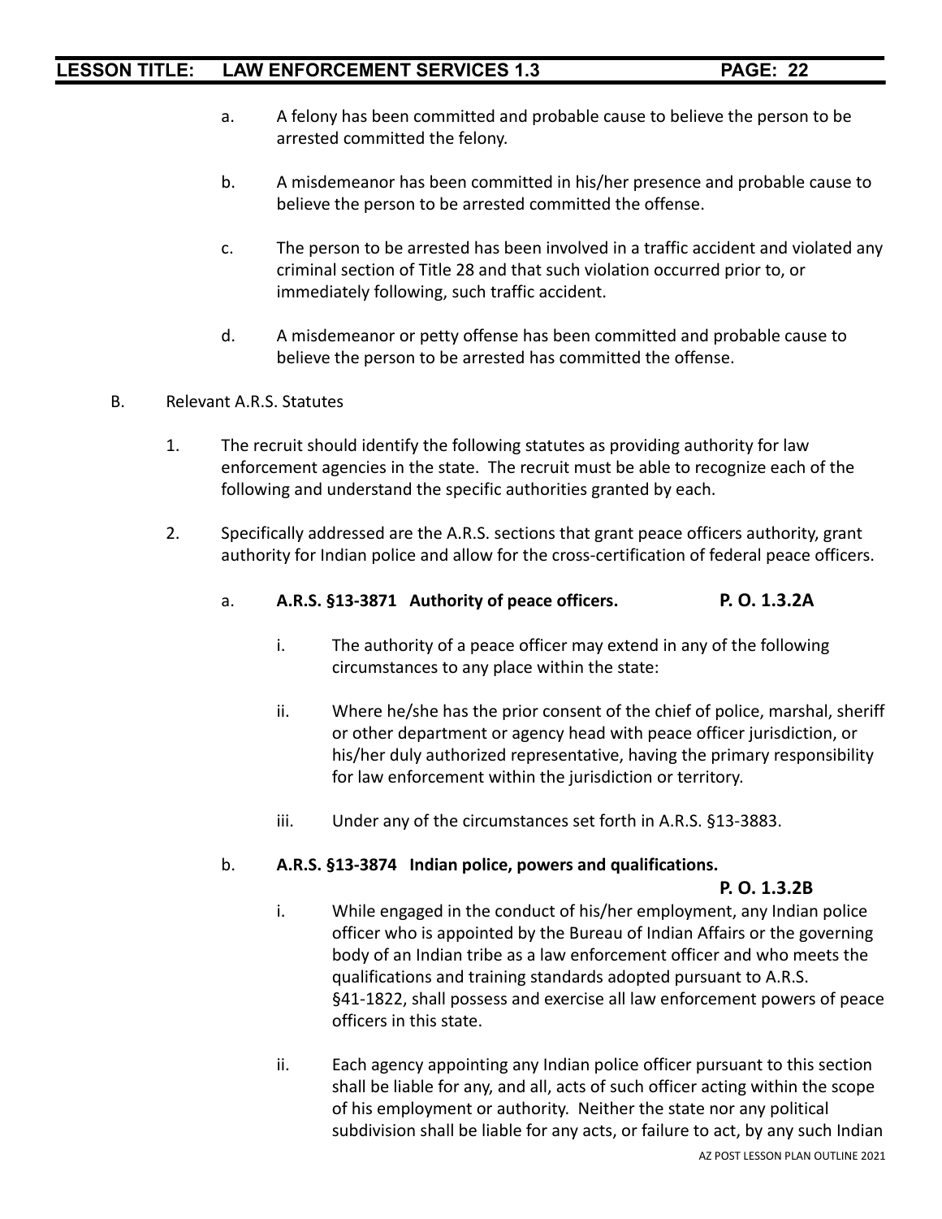a. A felony has been committed and probable cause to believe the person to be arrested committed the felony.

b. A misdemeanor has been committed in his/her presence and probable cause to believe the person to be arrested committed the offense.

c. The person to be arrested has been involved in a traffic accident and violated any criminal section of Title 28 and that such violation occurred prior to, or immediately following, such traffic accident.

d. A misdemeanor or petty offense has been committed and probable cause to believe the person to be arrested has committed the offense.

B. Relevant A.R.S. Statutes

1. The recruit should identify the following statutes as providing authority for law enforcement agencies in the state. The recruit must be able to recognize each of the following and understand the specific authorities granted by each.

2. Specifically addressed are the A.R.S. sections that grant peace officers authority, grant authority for Indian police and allow for the cross-certification of federal peace officers.

   a. **A.R.S. §13-3871 Authority of peace officers.** **P. O. 1.3.2A**

      i. The authority of a peace officer may extend in any of the following circumstances to any place within the state:

      ii. Where he/she has the prior consent of the chief of police, marshal, sheriff or other department or agency head with peace officer jurisdiction, or his/her duly authorized representative, having the primary responsibility for law enforcement within the jurisdiction or territory.

      iii. Under any of the circumstances set forth in A.R.S. §13-3883.

   b. **A.R.S. §13-3874 Indian police, powers and qualifications.** **P. O. 1.3.2B**

      i. While engaged in the conduct of his/her employment, any Indian police officer who is appointed by the Bureau of Indian Affairs or the governing body of an Indian tribe as a law enforcement officer and who meets the qualifications and training standards adopted pursuant to A.R.S. §41-1822, shall possess and exercise all law enforcement powers of peace officers in this state.

      ii. Each agency appointing any Indian police officer pursuant to this section shall be liable for any, and all, acts of such officer acting within the scope of his employment or authority. Neither the state nor any political subdivision shall be liable for any acts, or failure to act, by any such Indian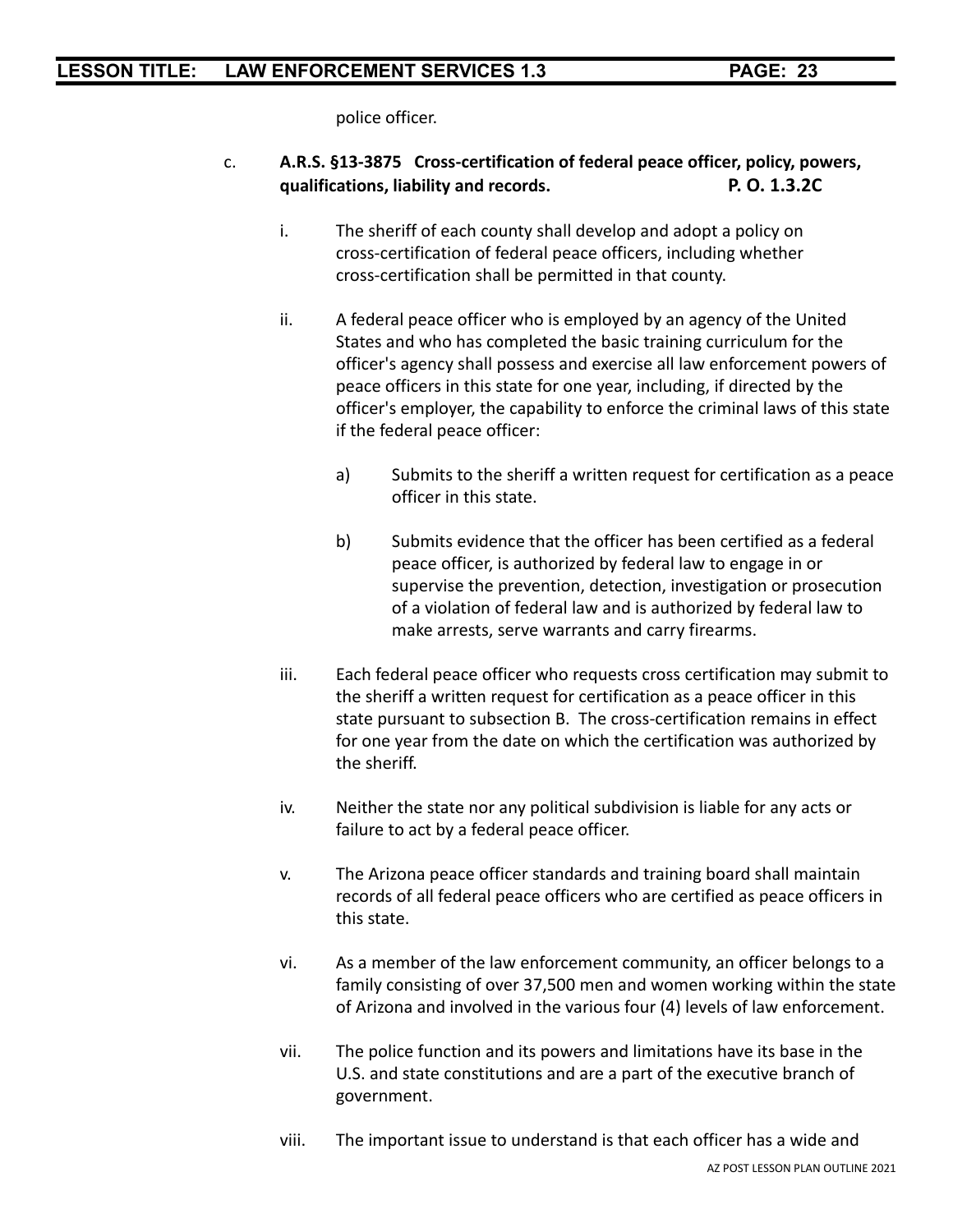police officer.

c. **A.R.S. §13-3875 Cross-certification of federal peace officer, policy, powers, qualifications, liability and records. P. O. 1.3.2C**

   i. The sheriff of each county shall develop and adopt a policy on cross-certification of federal peace officers, including whether cross-certification shall be permitted in that county.

   ii. A federal peace officer who is employed by an agency of the United States and who has completed the basic training curriculum for the officer's agency shall possess and exercise all law enforcement powers of peace officers in this state for one year, including, if directed by the officer's employer, the capability to enforce the criminal laws of this state if the federal peace officer:

      a) Submits to the sheriff a written request for certification as a peace officer in this state.

      b) Submits evidence that the officer has been certified as a federal peace officer, is authorized by federal law to engage in or supervise the prevention, detection, investigation or prosecution of a violation of federal law and is authorized by federal law to make arrests, serve warrants and carry firearms.

   iii. Each federal peace officer who requests cross certification may submit to the sheriff a written request for certification as a peace officer in this state pursuant to subsection B. The cross-certification remains in effect for one year from the date on which the certification was authorized by the sheriff.

   iv. Neither the state nor any political subdivision is liable for any acts or failure to act by a federal peace officer.

   v. The Arizona peace officer standards and training board shall maintain records of all federal peace officers who are certified as peace officers in this state.

   vi. As a member of the law enforcement community, an officer belongs to a family consisting of over 37,500 men and women working within the state of Arizona and involved in the various four (4) levels of law enforcement.

   vii. The police function and its powers and limitations have its base in the U.S. and state constitutions and are a part of the executive branch of government.

   viii. The important issue to understand is that each officer has a wide and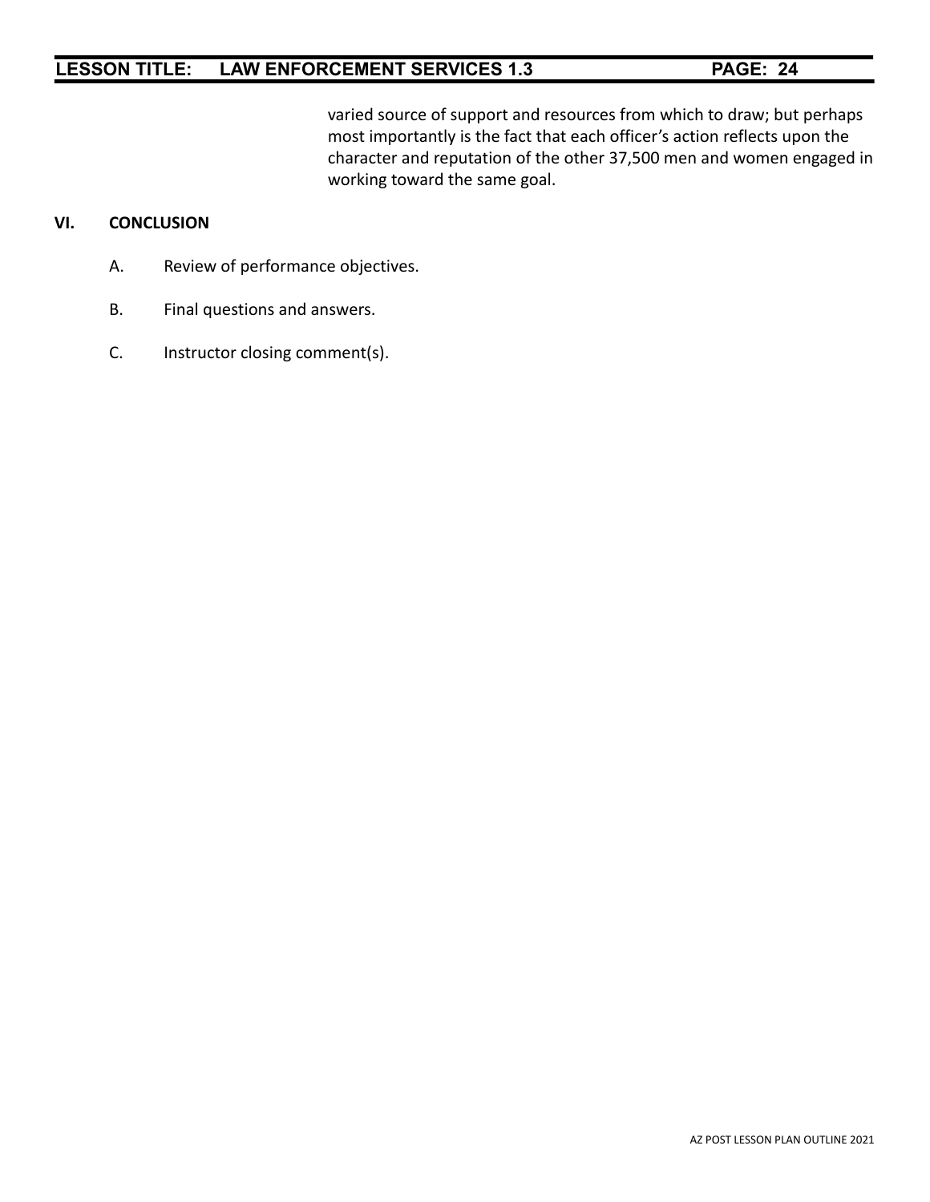varied source of support and resources from which to draw; but perhaps most importantly is the fact that each officer's action reflects upon the character and reputation of the other 37,500 men and women engaged in working toward the same goal.

## VI. CONCLUSION

A. Review of performance objectives.

B. Final questions and answers.

C. Instructor closing comment(s).